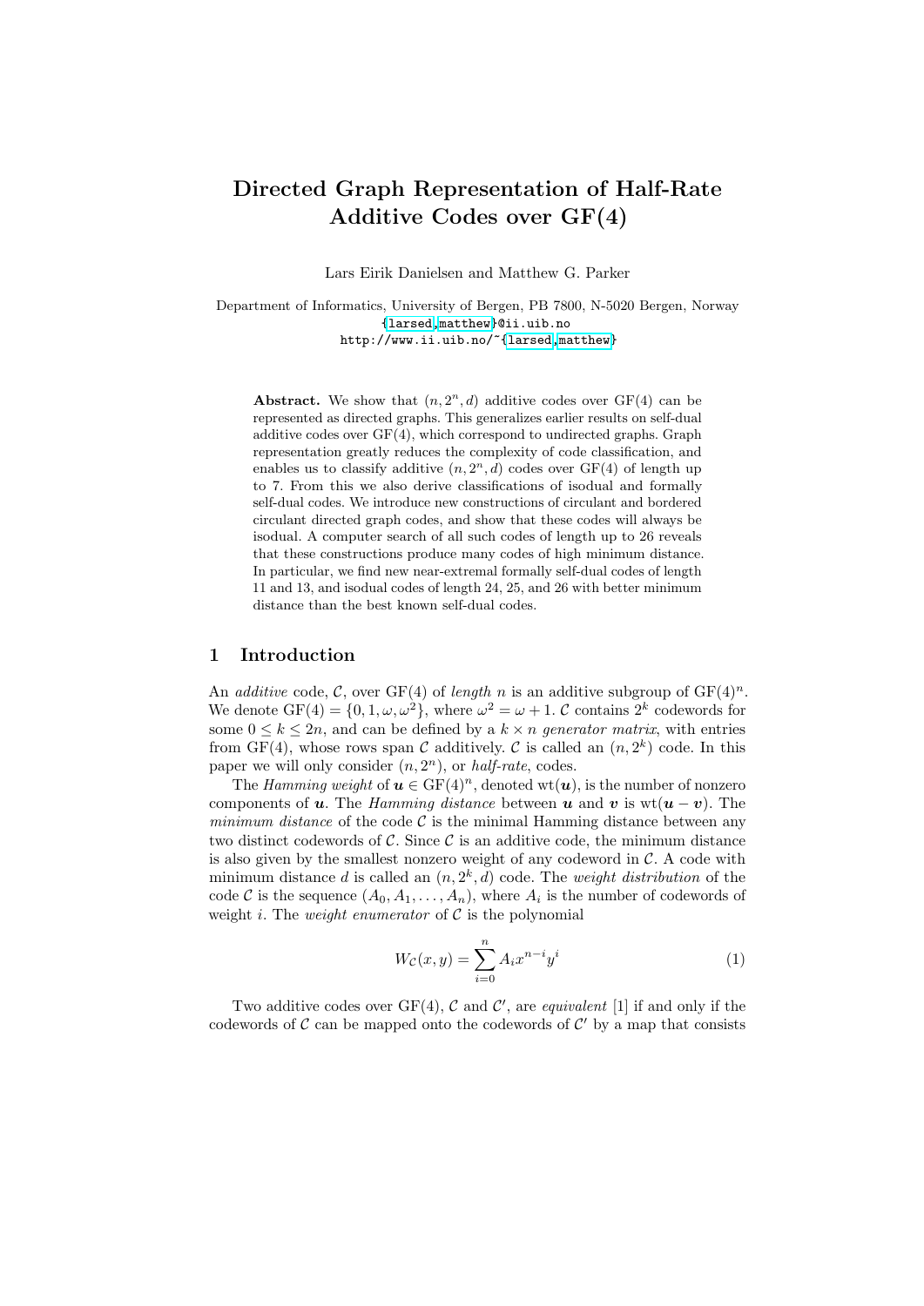# Directed Graph Representation of Half-Rate Additive Codes over GF(4)

Lars Eirik Danielsen and Matthew G. Parker

Department of Informatics, University of Bergen, PB 7800, N-5020 Bergen, Norway
{larsed,matthew}@ii.uib.no
http://www.ii.uib.no/~{larsed,matthew}

**Abstract.** We show that $(n, 2^n, d)$ additive codes over GF(4) can be represented as directed graphs. This generalizes earlier results on self-dual additive codes over GF(4), which correspond to undirected graphs. Graph representation greatly reduces the complexity of code classification, and enables us to classify additive $(n, 2^n, d)$ codes over GF(4) of length up to 7. From this we also derive classifications of isodual and formally self-dual codes. We introduce new constructions of circulant and bordered circulant directed graph codes, and show that these codes will always be isodual. A computer search of all such codes of length up to 26 reveals that these constructions produce many codes of high minimum distance. In particular, we find new near-extremal formally self-dual codes of length 11 and 13, and isodual codes of length 24, 25, and 26 with better minimum distance than the best known self-dual codes.

## 1 Introduction

An *additive* code, $\mathcal{C}$, over GF(4) of *length* $n$ is an additive subgroup of $\mathrm{GF}(4)^n$. We denote $\mathrm{GF}(4) = \{0, 1, \omega, \omega^2\}$, where $\omega^2 = \omega + 1$. $\mathcal{C}$ contains $2^k$ codewords for some $0 \le k \le 2n$, and can be defined by a $k \times n$ *generator matrix*, with entries from GF(4), whose rows span $\mathcal{C}$ additively. $\mathcal{C}$ is called an $(n, 2^k)$ code. In this paper we will only consider $(n, 2^n)$, or *half-rate*, codes.

The *Hamming weight* of $\boldsymbol{u} \in \mathrm{GF}(4)^n$, denoted $\mathrm{wt}(\boldsymbol{u})$, is the number of nonzero components of $\boldsymbol{u}$. The *Hamming distance* between $\boldsymbol{u}$ and $\boldsymbol{v}$ is $\mathrm{wt}(\boldsymbol{u} - \boldsymbol{v})$. The *minimum distance* of the code $\mathcal{C}$ is the minimal Hamming distance between any two distinct codewords of $\mathcal{C}$. Since $\mathcal{C}$ is an additive code, the minimum distance is also given by the smallest nonzero weight of any codeword in $\mathcal{C}$. A code with minimum distance $d$ is called an $(n, 2^k, d)$ code. The *weight distribution* of the code $\mathcal{C}$ is the sequence $(A_0, A_1, \ldots, A_n)$, where $A_i$ is the number of codewords of weight $i$. The *weight enumerator* of $\mathcal{C}$ is the polynomial

$$W_{\mathcal{C}}(x, y) = \sum_{i=0}^{n} A_i x^{n-i} y^i \tag{1}$$

Two additive codes over GF(4), $\mathcal{C}$ and $\mathcal{C}'$, are *equivalent* [1] if and only if the codewords of $\mathcal{C}$ can be mapped onto the codewords of $\mathcal{C}'$ by a map that consists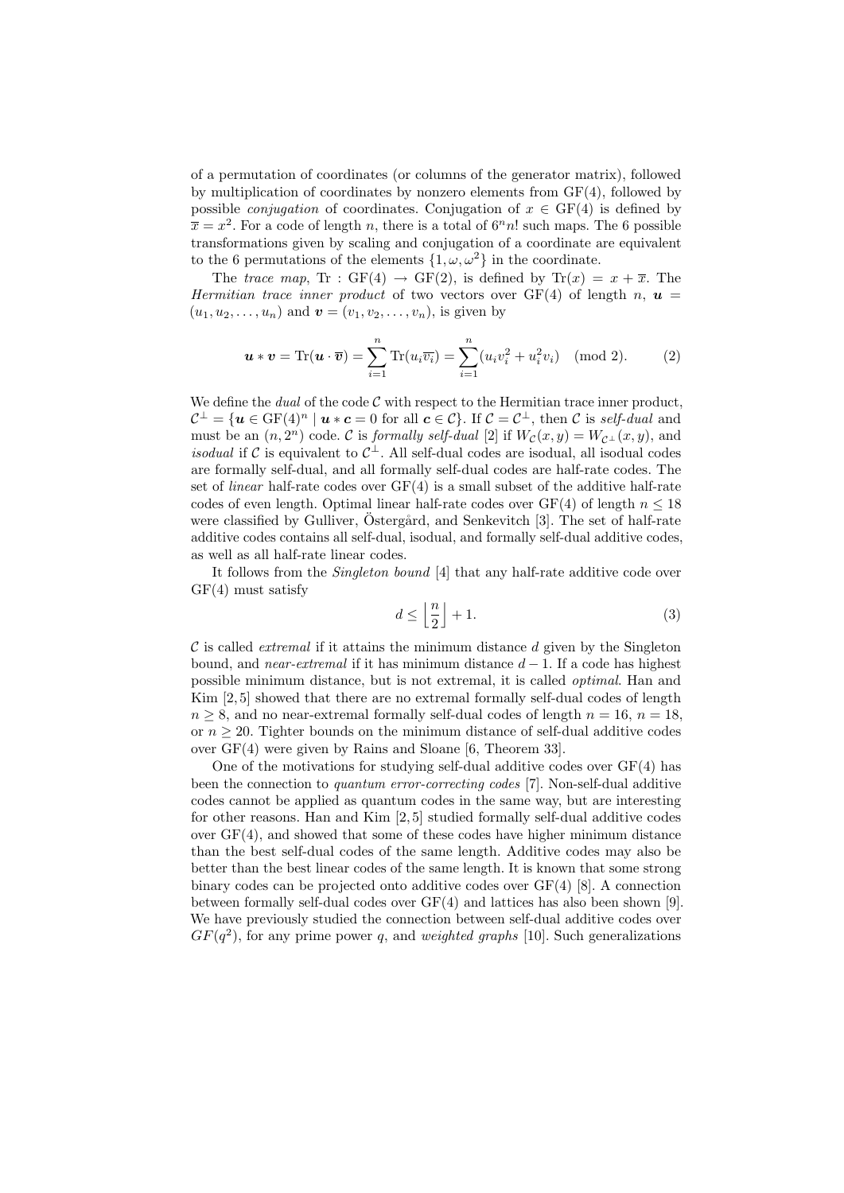of a permutation of coordinates (or columns of the generator matrix), followed by multiplication of coordinates by nonzero elements from GF(4), followed by possible *conjugation* of coordinates. Conjugation of $x \in \mathrm{GF}(4)$ is defined by $\overline{x} = x^2$. For a code of length $n$, there is a total of $6^n n!$ such maps. The 6 possible transformations given by scaling and conjugation of a coordinate are equivalent to the 6 permutations of the elements $\{1, \omega, \omega^2\}$ in the coordinate.

The *trace map*, $\mathrm{Tr} : \mathrm{GF}(4) \to \mathrm{GF}(2)$, is defined by $\mathrm{Tr}(x) = x + \overline{x}$. The *Hermitian trace inner product* of two vectors over GF(4) of length $n$, $\boldsymbol{u} = (u_1, u_2, \ldots, u_n)$ and $\boldsymbol{v} = (v_1, v_2, \ldots, v_n)$, is given by

$$\boldsymbol{u} * \boldsymbol{v} = \mathrm{Tr}(\boldsymbol{u} \cdot \overline{\boldsymbol{v}}) = \sum_{i=1}^{n} \mathrm{Tr}(u_i \overline{v_i}) = \sum_{i=1}^{n} (u_i v_i^2 + u_i^2 v_i) \pmod 2. \tag{2}$$

We define the *dual* of the code $\mathcal{C}$ with respect to the Hermitian trace inner product, $\mathcal{C}^\perp = \{\boldsymbol{u} \in \mathrm{GF}(4)^n \mid \boldsymbol{u} * \boldsymbol{c} = 0 \text{ for all } \boldsymbol{c} \in \mathcal{C}\}$. If $\mathcal{C} = \mathcal{C}^\perp$, then $\mathcal{C}$ is *self-dual* and must be an $(n, 2^n)$ code. $\mathcal{C}$ is *formally self-dual* [2] if $W_{\mathcal{C}}(x, y) = W_{\mathcal{C}^\perp}(x, y)$, and *isodual* if $\mathcal{C}$ is equivalent to $\mathcal{C}^\perp$. All self-dual codes are isodual, all isodual codes are formally self-dual, and all formally self-dual codes are half-rate codes. The set of *linear* half-rate codes over GF(4) is a small subset of the additive half-rate codes of even length. Optimal linear half-rate codes over GF(4) of length $n \le 18$ were classified by Gulliver, Östergård, and Senkevitch [3]. The set of half-rate additive codes contains all self-dual, isodual, and formally self-dual additive codes, as well as all half-rate linear codes.

It follows from the *Singleton bound* [4] that any half-rate additive code over GF(4) must satisfy

$$d \le \left\lfloor \frac{n}{2} \right\rfloor + 1. \tag{3}$$

$\mathcal{C}$ is called *extremal* if it attains the minimum distance $d$ given by the Singleton bound, and *near-extremal* if it has minimum distance $d-1$. If a code has highest possible minimum distance, but is not extremal, it is called *optimal*. Han and Kim [2,5] showed that there are no extremal formally self-dual codes of length $n \ge 8$, and no near-extremal formally self-dual codes of length $n = 16$, $n = 18$, or $n \ge 20$. Tighter bounds on the minimum distance of self-dual additive codes over GF(4) were given by Rains and Sloane [6, Theorem 33].

One of the motivations for studying self-dual additive codes over GF(4) has been the connection to *quantum error-correcting codes* [7]. Non-self-dual additive codes cannot be applied as quantum codes in the same way, but are interesting for other reasons. Han and Kim [2,5] studied formally self-dual additive codes over GF(4), and showed that some of these codes have higher minimum distance than the best self-dual codes of the same length. Additive codes may also be better than the best linear codes of the same length. It is known that some strong binary codes can be projected onto additive codes over GF(4) [8]. A connection between formally self-dual codes over GF(4) and lattices has also been shown [9]. We have previously studied the connection between self-dual additive codes over $GF(q^2)$, for any prime power $q$, and *weighted graphs* [10]. Such generalizations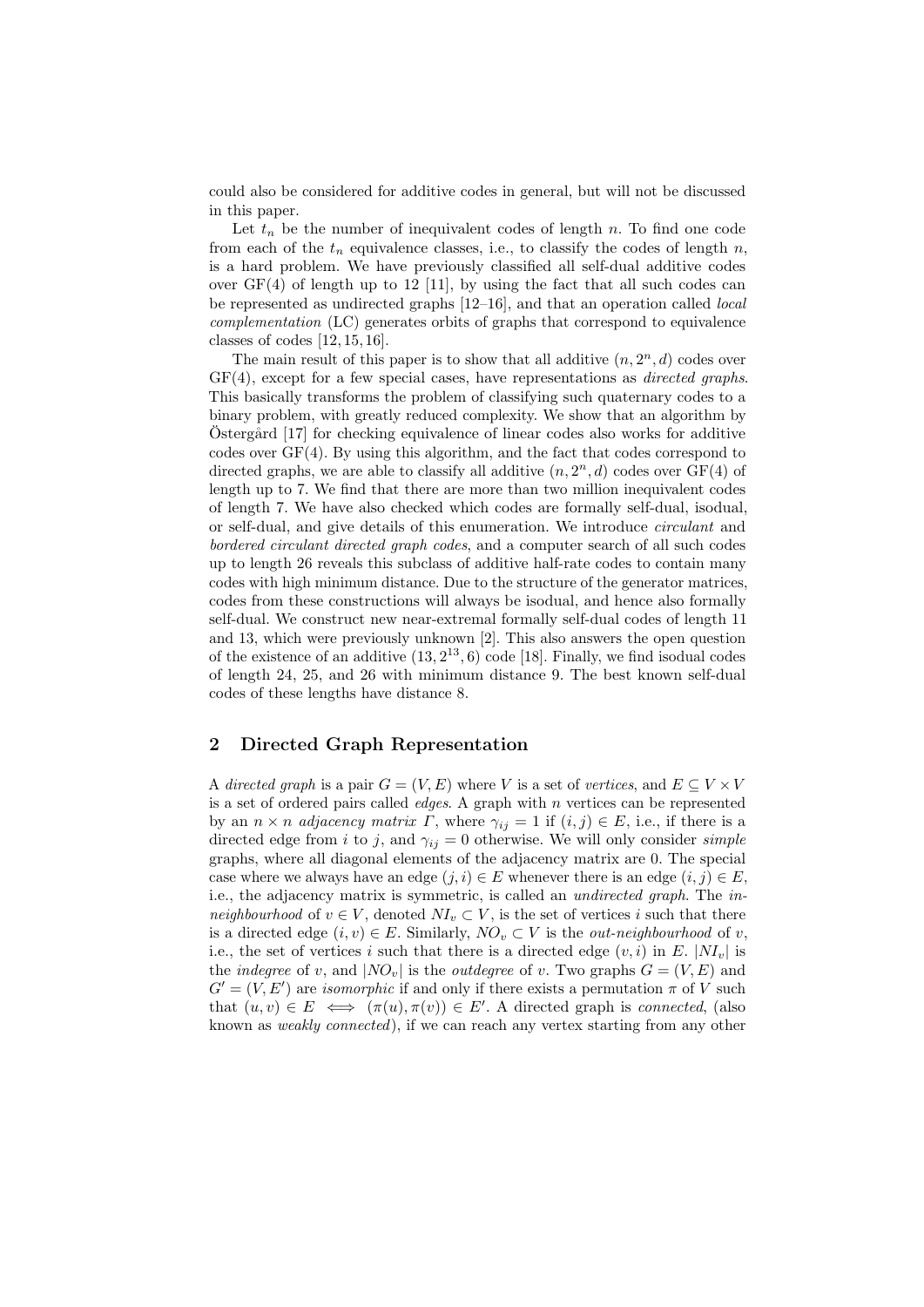could also be considered for additive codes in general, but will not be discussed in this paper.

Let $t_n$ be the number of inequivalent codes of length $n$. To find one code from each of the $t_n$ equivalence classes, i.e., to classify the codes of length $n$, is a hard problem. We have previously classified all self-dual additive codes over GF(4) of length up to 12 [11], by using the fact that all such codes can be represented as undirected graphs [12–16], and that an operation called *local complementation* (LC) generates orbits of graphs that correspond to equivalence classes of codes [12, 15, 16].

The main result of this paper is to show that all additive $(n, 2^n, d)$ codes over GF(4), except for a few special cases, have representations as *directed graphs*. This basically transforms the problem of classifying such quaternary codes to a binary problem, with greatly reduced complexity. We show that an algorithm by Östergård [17] for checking equivalence of linear codes also works for additive codes over GF(4). By using this algorithm, and the fact that codes correspond to directed graphs, we are able to classify all additive $(n, 2^n, d)$ codes over GF(4) of length up to 7. We find that there are more than two million inequivalent codes of length 7. We have also checked which codes are formally self-dual, isodual, or self-dual, and give details of this enumeration. We introduce *circulant* and *bordered circulant directed graph codes*, and a computer search of all such codes up to length 26 reveals this subclass of additive half-rate codes to contain many codes with high minimum distance. Due to the structure of the generator matrices, codes from these constructions will always be isodual, and hence also formally self-dual. We construct new near-extremal formally self-dual codes of length 11 and 13, which were previously unknown [2]. This also answers the open question of the existence of an additive $(13, 2^{13}, 6)$ code [18]. Finally, we find isodual codes of length 24, 25, and 26 with minimum distance 9. The best known self-dual codes of these lengths have distance 8.

## 2 Directed Graph Representation

A *directed graph* is a pair $G = (V, E)$ where $V$ is a set of *vertices*, and $E \subseteq V \times V$ is a set of ordered pairs called *edges*. A graph with $n$ vertices can be represented by an $n \times n$ *adjacency matrix* $\Gamma$, where $\gamma_{ij} = 1$ if $(i, j) \in E$, i.e., if there is a directed edge from $i$ to $j$, and $\gamma_{ij} = 0$ otherwise. We will only consider *simple* graphs, where all diagonal elements of the adjacency matrix are 0. The special case where we always have an edge $(j, i) \in E$ whenever there is an edge $(i, j) \in E$, i.e., the adjacency matrix is symmetric, is called an *undirected graph*. The *in-neighbourhood* of $v \in V$, denoted $NI_v \subset V$, is the set of vertices $i$ such that there is a directed edge $(i, v) \in E$. Similarly, $NO_v \subset V$ is the *out-neighbourhood* of $v$, i.e., the set of vertices $i$ such that there is a directed edge $(v, i)$ in $E$. $|NI_v|$ is the *indegree* of $v$, and $|NO_v|$ is the *outdegree* of $v$. Two graphs $G = (V, E)$ and $G' = (V, E')$ are *isomorphic* if and only if there exists a permutation $\pi$ of $V$ such that $(u, v) \in E \iff (\pi(u), \pi(v)) \in E'$. A directed graph is *connected*, (also known as *weakly connected*), if we can reach any vertex starting from any other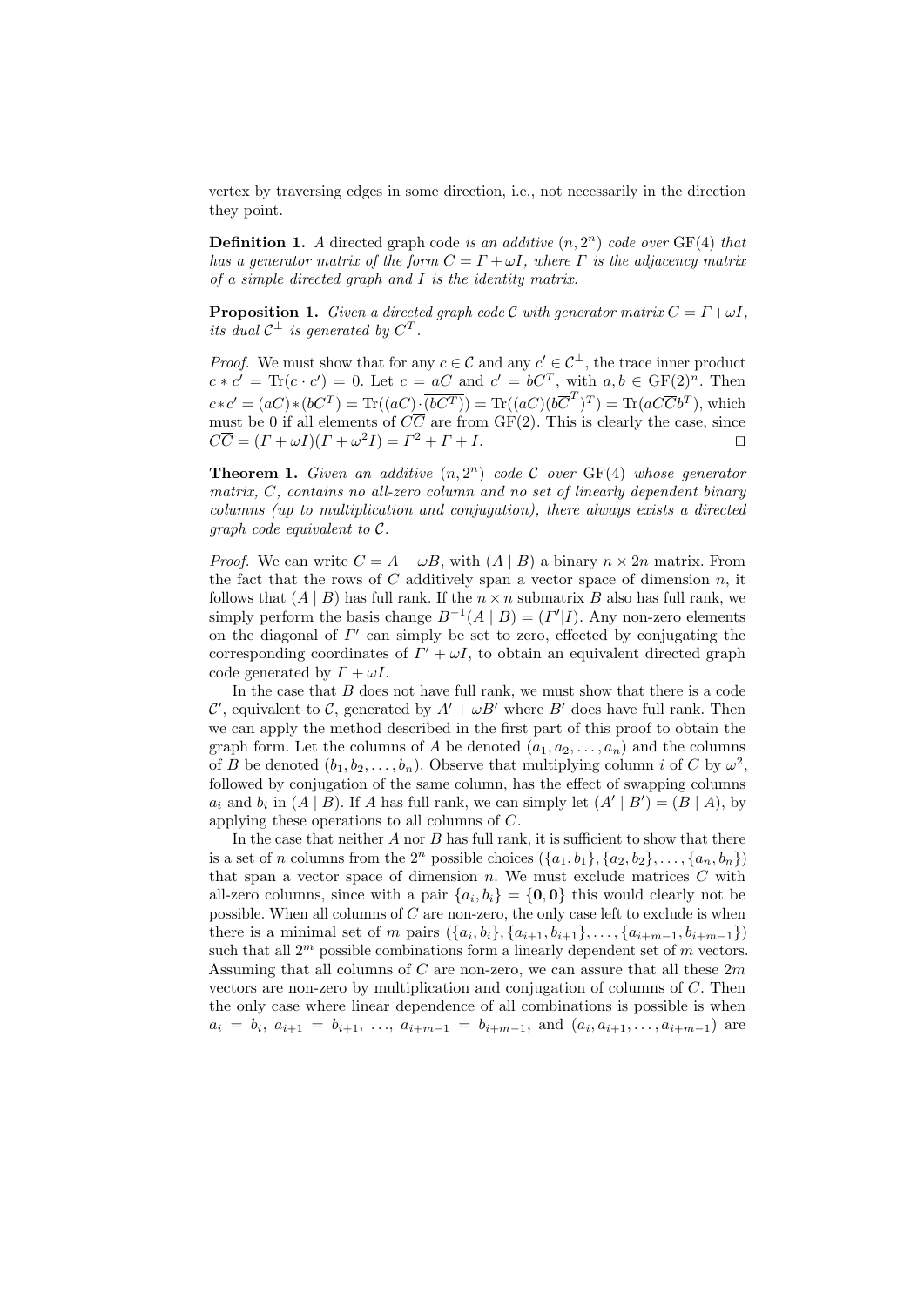vertex by traversing edges in some direction, i.e., not necessarily in the direction they point.

**Definition 1.** *A* directed graph code *is an additive* $(n, 2^n)$ *code over* $\mathrm{GF}(4)$ *that has a generator matrix of the form* $C = \Gamma + \omega I$*, where* $\Gamma$ *is the adjacency matrix of a simple directed graph and* $I$ *is the identity matrix.*

**Proposition 1.** *Given a directed graph code* $\mathcal{C}$ *with generator matrix* $C = \Gamma + \omega I$*, its dual* $\mathcal{C}^\perp$ *is generated by* $C^T$*.*

*Proof.* We must show that for any $c \in \mathcal{C}$ and any $c' \in \mathcal{C}^\perp$, the trace inner product $c * c' = \mathrm{Tr}(c \cdot \overline{c'}) = 0$. Let $c = aC$ and $c' = bC^T$, with $a, b \in \mathrm{GF}(2)^n$. Then $c * c' = (aC) * (bC^T) = \mathrm{Tr}((aC) \cdot \overline{(bC^T)}) = \mathrm{Tr}((aC)(b\overline{C}^T)^T) = \mathrm{Tr}(aC\overline{C}b^T)$, which must be 0 if all elements of $C\overline{C}$ are from $\mathrm{GF}(2)$. This is clearly the case, since $C\overline{C} = (\Gamma + \omega I)(\Gamma + \omega^2 I) = \Gamma^2 + \Gamma + I$. $\square$

**Theorem 1.** *Given an additive* $(n, 2^n)$ *code* $\mathcal{C}$ *over* $\mathrm{GF}(4)$ *whose generator matrix,* $C$*, contains no all-zero column and no set of linearly dependent binary columns (up to multiplication and conjugation), there always exists a directed graph code equivalent to* $\mathcal{C}$*.*

*Proof.* We can write $C = A + \omega B$, with $(A \mid B)$ a binary $n \times 2n$ matrix. From the fact that the rows of $C$ additively span a vector space of dimension $n$, it follows that $(A \mid B)$ has full rank. If the $n \times n$ submatrix $B$ also has full rank, we simply perform the basis change $B^{-1}(A \mid B) = (\Gamma' | I)$. Any non-zero elements on the diagonal of $\Gamma'$ can simply be set to zero, effected by conjugating the corresponding coordinates of $\Gamma' + \omega I$, to obtain an equivalent directed graph code generated by $\Gamma + \omega I$.

In the case that $B$ does not have full rank, we must show that there is a code $\mathcal{C}'$, equivalent to $\mathcal{C}$, generated by $A' + \omega B'$ where $B'$ does have full rank. Then we can apply the method described in the first part of this proof to obtain the graph form. Let the columns of $A$ be denoted $(a_1, a_2, \ldots, a_n)$ and the columns of $B$ be denoted $(b_1, b_2, \ldots, b_n)$. Observe that multiplying column $i$ of $C$ by $\omega^2$, followed by conjugation of the same column, has the effect of swapping columns $a_i$ and $b_i$ in $(A \mid B)$. If $A$ has full rank, we can simply let $(A' \mid B') = (B \mid A)$, by applying these operations to all columns of $C$.

In the case that neither $A$ nor $B$ has full rank, it is sufficient to show that there is a set of $n$ columns from the $2^n$ possible choices $(\{a_1, b_1\}, \{a_2, b_2\}, \ldots, \{a_n, b_n\})$ that span a vector space of dimension $n$. We must exclude matrices $C$ with all-zero columns, since with a pair $\{a_i, b_i\} = \{\mathbf{0}, \mathbf{0}\}$ this would clearly not be possible. When all columns of $C$ are non-zero, the only case left to exclude is when there is a minimal set of $m$ pairs $(\{a_i, b_i\}, \{a_{i+1}, b_{i+1}\}, \ldots, \{a_{i+m-1}, b_{i+m-1}\})$ such that all $2^m$ possible combinations form a linearly dependent set of $m$ vectors. Assuming that all columns of $C$ are non-zero, we can assure that all these $2m$ vectors are non-zero by multiplication and conjugation of columns of $C$. Then the only case where linear dependence of all combinations is possible is when $a_i = b_i$, $a_{i+1} = b_{i+1}$, $\ldots$, $a_{i+m-1} = b_{i+m-1}$, and $(a_i, a_{i+1}, \ldots, a_{i+m-1})$ are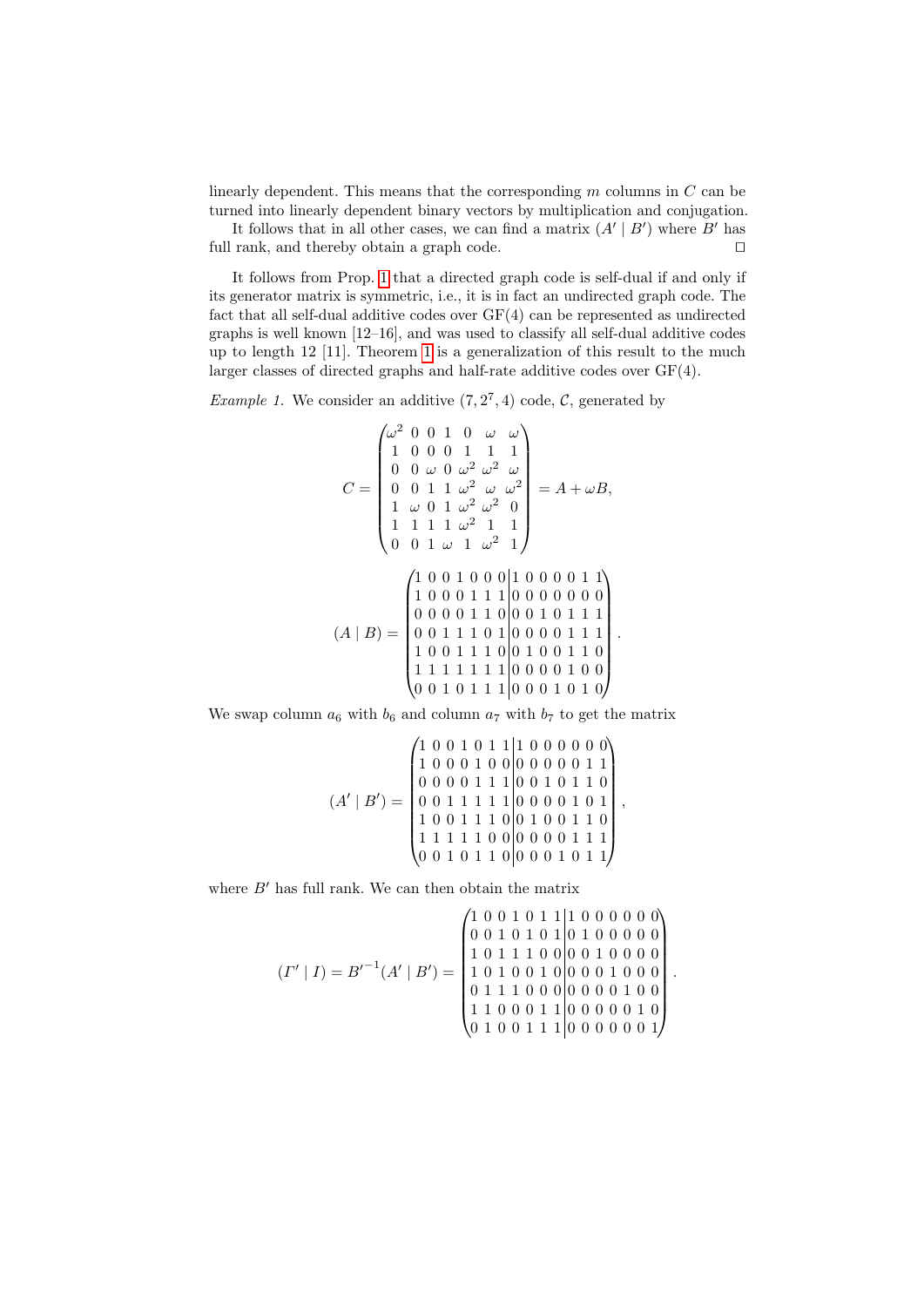linearly dependent. This means that the corresponding $m$ columns in $C$ can be turned into linearly dependent binary vectors by multiplication and conjugation.

It follows that in all other cases, we can find a matrix $(A' \mid B')$ where $B'$ has full rank, and thereby obtain a graph code. ◻

It follows from Prop. 1 that a directed graph code is self-dual if and only if its generator matrix is symmetric, i.e., it is in fact an undirected graph code. The fact that all self-dual additive codes over GF(4) can be represented as undirected graphs is well known [12–16], and was used to classify all self-dual additive codes up to length 12 [11]. Theorem 1 is a generalization of this result to the much larger classes of directed graphs and half-rate additive codes over GF(4).

*Example 1.* We consider an additive $(7, 2^7, 4)$ code, $\mathcal{C}$, generated by

$$C = \begin{pmatrix} \omega^2 & 0 & 0 & 1 & 0 & \omega & \omega \\ 1 & 0 & 0 & 0 & 1 & 1 & 1 \\ 0 & 0 & \omega & 0 & \omega^2 & \omega^2 & \omega \\ 0 & 0 & 1 & 1 & \omega^2 & \omega & \omega^2 \\ 1 & \omega & 0 & 1 & \omega^2 & \omega^2 & 0 \\ 1 & 1 & 1 & 1 & \omega^2 & 1 & 1 \\ 0 & 0 & 1 & \omega & 1 & \omega^2 & 1 \end{pmatrix} = A + \omega B,$$

$$(A \mid B) = \left(\begin{array}{ccccccc|ccccccc} 1&0&0&1&0&0&0&1&0&0&0&0&1&1 \\ 1&0&0&0&1&1&1&0&0&0&0&0&0&0 \\ 0&0&0&0&1&1&0&0&0&1&0&1&1&1 \\ 0&0&1&1&1&0&1&0&0&0&0&1&1&1 \\ 1&0&0&1&1&1&0&0&1&0&0&1&1&0 \\ 1&1&1&1&1&1&1&0&0&0&0&1&0&0 \\ 0&0&1&0&1&1&1&0&0&0&1&0&1&0 \end{array}\right).$$

We swap column $a_6$ with $b_6$ and column $a_7$ with $b_7$ to get the matrix

$$(A' \mid B') = \left(\begin{array}{ccccccc|ccccccc} 1&0&0&1&0&1&1&1&0&0&0&0&0&0 \\ 1&0&0&0&1&0&0&0&0&0&0&0&1&1 \\ 0&0&0&0&1&1&1&0&0&1&0&1&1&0 \\ 0&0&1&1&1&1&1&0&0&0&0&1&0&1 \\ 1&0&0&1&1&1&0&0&1&0&0&1&1&0 \\ 1&1&1&1&1&0&0&0&0&0&0&1&1&1 \\ 0&0&1&0&1&1&0&0&0&0&1&0&1&1 \end{array}\right),$$

where $B'$ has full rank. We can then obtain the matrix

$$(\Gamma' \mid I) = {B'}^{-1}(A' \mid B') = \left(\begin{array}{ccccccc|ccccccc} 1&0&0&1&0&1&1&1&0&0&0&0&0&0 \\ 0&0&1&0&1&0&1&0&1&0&0&0&0&0 \\ 1&0&1&1&1&0&0&0&0&1&0&0&0&0 \\ 1&0&1&0&0&1&0&0&0&0&1&0&0&0 \\ 0&1&1&1&0&0&0&0&0&0&0&1&0&0 \\ 1&1&0&0&0&1&1&0&0&0&0&0&1&0 \\ 0&1&0&0&1&1&1&0&0&0&0&0&0&1 \end{array}\right).$$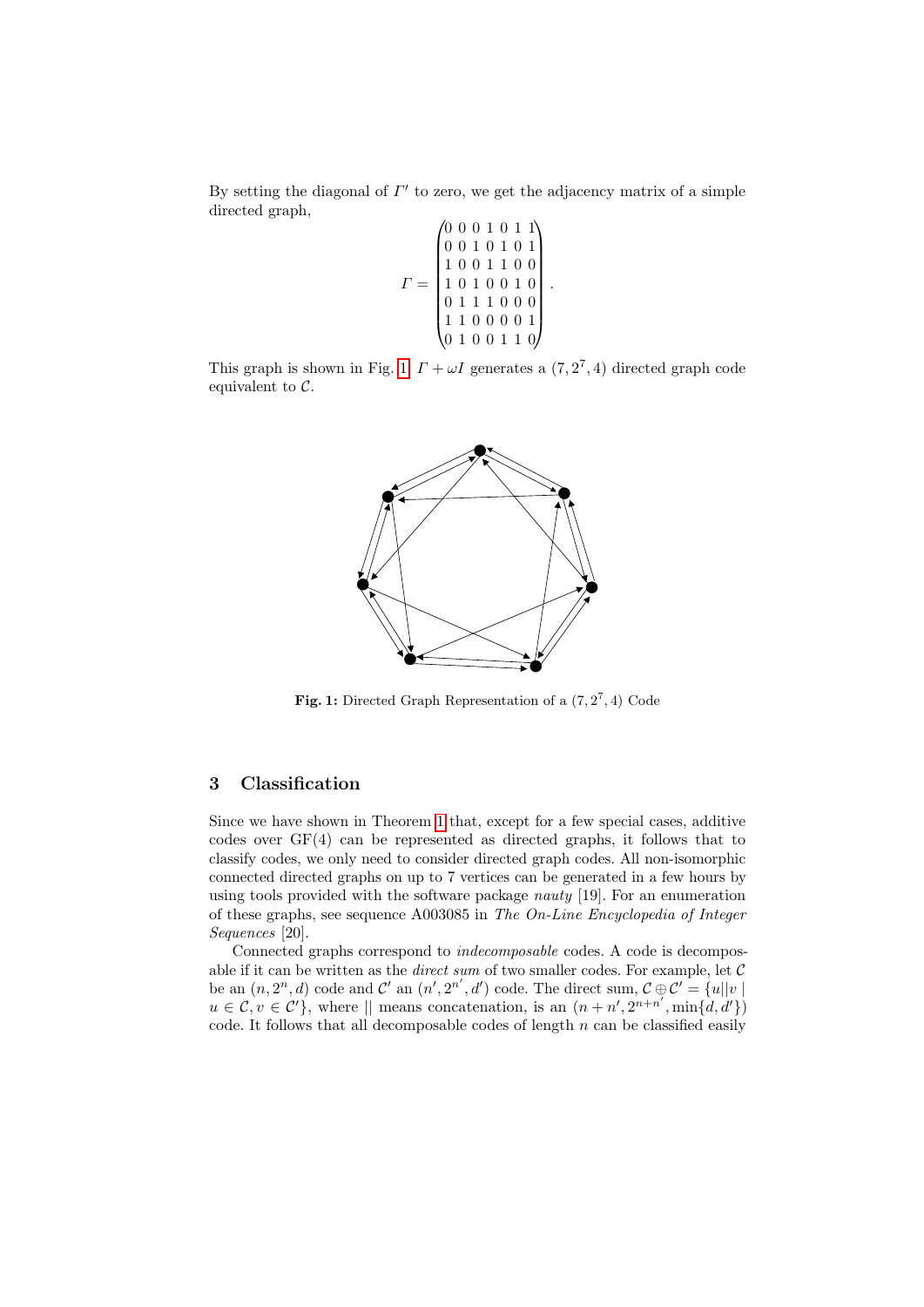By setting the diagonal of $\Gamma'$ to zero, we get the adjacency matrix of a simple directed graph,

$$\Gamma = \begin{pmatrix} 0 & 0 & 0 & 1 & 0 & 1 & 1 \\ 0 & 0 & 1 & 0 & 1 & 0 & 1 \\ 1 & 0 & 0 & 1 & 1 & 0 & 0 \\ 1 & 0 & 1 & 0 & 0 & 1 & 0 \\ 0 & 1 & 1 & 1 & 0 & 0 & 0 \\ 1 & 1 & 0 & 0 & 0 & 0 & 1 \\ 0 & 1 & 0 & 0 & 1 & 1 & 0 \end{pmatrix}.$$

This graph is shown in Fig. 1. $\Gamma + \omega I$ generates a $(7, 2^7, 4)$ directed graph code equivalent to $\mathcal{C}$.

**Fig. 1:** Directed Graph Representation of a $(7, 2^7, 4)$ Code

## 3 Classification

Since we have shown in Theorem 1 that, except for a few special cases, additive codes over GF(4) can be represented as directed graphs, it follows that to classify codes, we only need to consider directed graph codes. All non-isomorphic connected directed graphs on up to 7 vertices can be generated in a few hours by using tools provided with the software package *nauty* [19]. For an enumeration of these graphs, see sequence A003085 in *The On-Line Encyclopedia of Integer Sequences* [20].

Connected graphs correspond to *indecomposable* codes. A code is decomposable if it can be written as the *direct sum* of two smaller codes. For example, let $\mathcal{C}$ be an $(n, 2^n, d)$ code and $\mathcal{C}'$ an $(n', 2^{n'}, d')$ code. The direct sum, $\mathcal{C} \oplus \mathcal{C}' = \{u||v \mid u \in \mathcal{C}, v \in \mathcal{C}'\}$, where $||$ means concatenation, is an $(n + n', 2^{n+n'}, \min\{d, d'\})$ code. It follows that all decomposable codes of length $n$ can be classified easily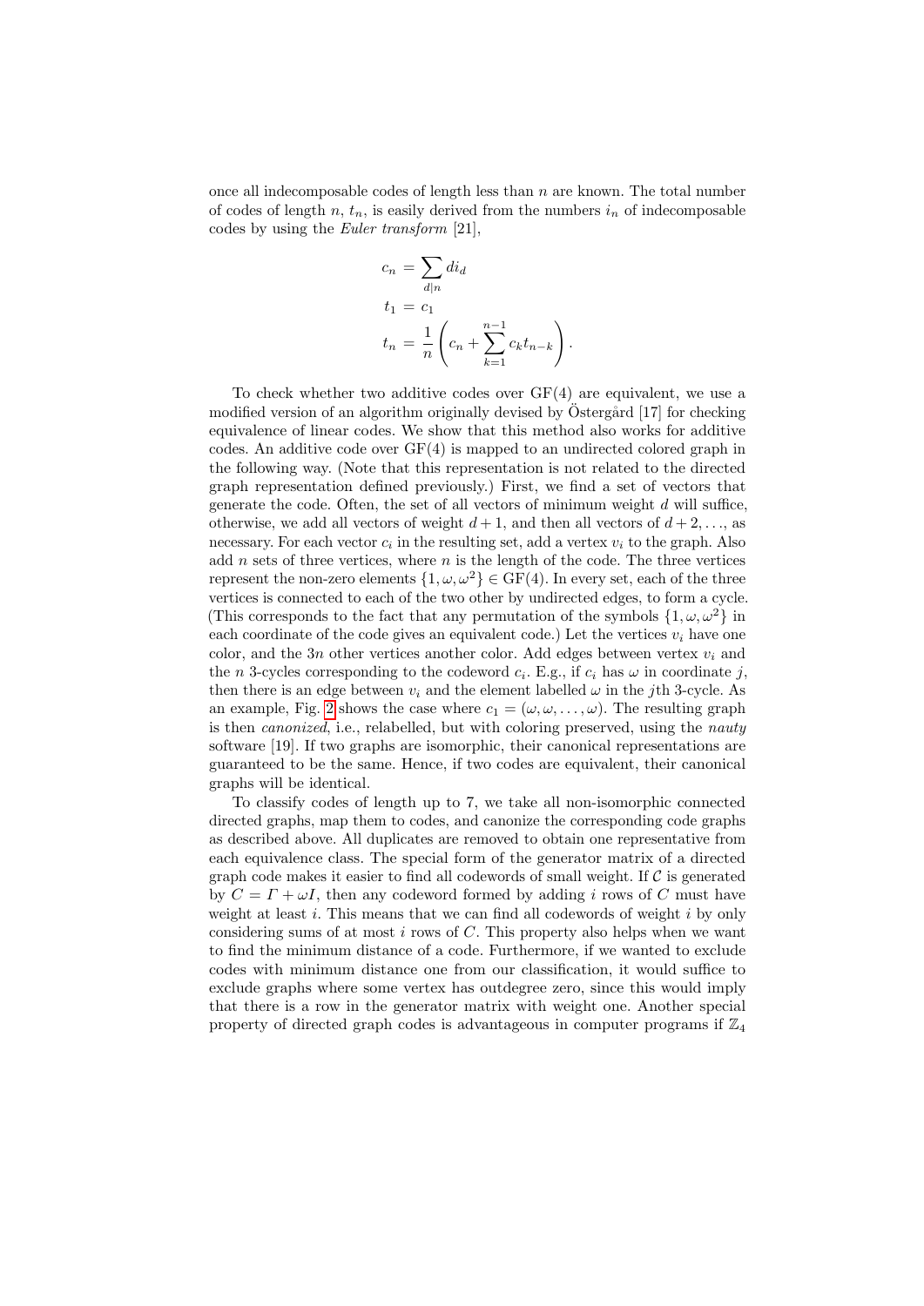once all indecomposable codes of length less than $n$ are known. The total number of codes of length $n$, $t_n$, is easily derived from the numbers $i_n$ of indecomposable codes by using the *Euler transform* [21],

$$
\begin{aligned}
c_n &= \sum_{d|n} d i_d \\
t_1 &= c_1 \\
t_n &= \frac{1}{n}\left(c_n + \sum_{k=1}^{n-1} c_k t_{n-k}\right).
\end{aligned}
$$

To check whether two additive codes over GF(4) are equivalent, we use a modified version of an algorithm originally devised by Östergård [17] for checking equivalence of linear codes. We show that this method also works for additive codes. An additive code over GF(4) is mapped to an undirected colored graph in the following way. (Note that this representation is not related to the directed graph representation defined previously.) First, we find a set of vectors that generate the code. Often, the set of all vectors of minimum weight $d$ will suffice, otherwise, we add all vectors of weight $d+1$, and then all vectors of $d+2, \ldots$, as necessary. For each vector $c_i$ in the resulting set, add a vertex $v_i$ to the graph. Also add $n$ sets of three vertices, where $n$ is the length of the code. The three vertices represent the non-zero elements $\{1, \omega, \omega^2\} \in \mathrm{GF}(4)$. In every set, each of the three vertices is connected to each of the two other by undirected edges, to form a cycle. (This corresponds to the fact that any permutation of the symbols $\{1, \omega, \omega^2\}$ in each coordinate of the code gives an equivalent code.) Let the vertices $v_i$ have one color, and the $3n$ other vertices another color. Add edges between vertex $v_i$ and the $n$ 3-cycles corresponding to the codeword $c_i$. E.g., if $c_i$ has $\omega$ in coordinate $j$, then there is an edge between $v_i$ and the element labelled $\omega$ in the $j$th 3-cycle. As an example, Fig. 2 shows the case where $c_1 = (\omega, \omega, \ldots, \omega)$. The resulting graph is then *canonized*, i.e., relabelled, but with coloring preserved, using the *nauty* software [19]. If two graphs are isomorphic, their canonical representations are guaranteed to be the same. Hence, if two codes are equivalent, their canonical graphs will be identical.

To classify codes of length up to 7, we take all non-isomorphic connected directed graphs, map them to codes, and canonize the corresponding code graphs as described above. All duplicates are removed to obtain one representative from each equivalence class. The special form of the generator matrix of a directed graph code makes it easier to find all codewords of small weight. If $\mathcal{C}$ is generated by $C = \Gamma + \omega I$, then any codeword formed by adding $i$ rows of $C$ must have weight at least $i$. This means that we can find all codewords of weight $i$ by only considering sums of at most $i$ rows of $C$. This property also helps when we want to find the minimum distance of a code. Furthermore, if we wanted to exclude codes with minimum distance one from our classification, it would suffice to exclude graphs where some vertex has outdegree zero, since this would imply that there is a row in the generator matrix with weight one. Another special property of directed graph codes is advantageous in computer programs if $\mathbb{Z}_4$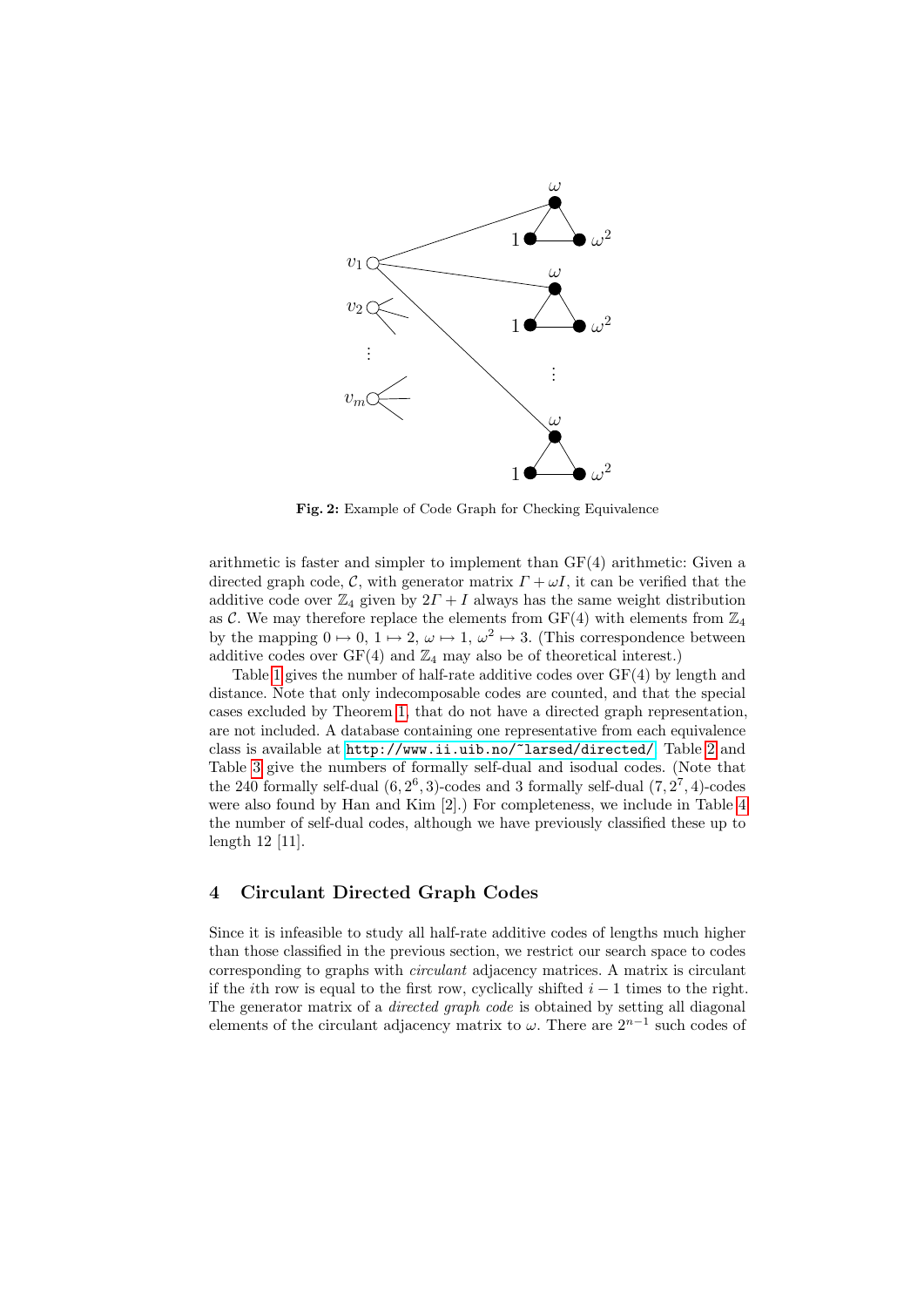**Fig. 2:** Example of Code Graph for Checking Equivalence

arithmetic is faster and simpler to implement than GF(4) arithmetic: Given a directed graph code, $\mathcal{C}$, with generator matrix $\Gamma + \omega I$, it can be verified that the additive code over $\mathbb{Z}_4$ given by $2\Gamma + I$ always has the same weight distribution as $\mathcal{C}$. We may therefore replace the elements from GF(4) with elements from $\mathbb{Z}_4$ by the mapping $0 \mapsto 0$, $1 \mapsto 2$, $\omega \mapsto 1$, $\omega^2 \mapsto 3$. (This correspondence between additive codes over GF(4) and $\mathbb{Z}_4$ may also be of theoretical interest.)

Table 1 gives the number of half-rate additive codes over GF(4) by length and distance. Note that only indecomposable codes are counted, and that the special cases excluded by Theorem 1, that do not have a directed graph representation, are not included. A database containing one representative from each equivalence class is available at http://www.ii.uib.no/~larsed/directed/. Table 2 and Table 3 give the numbers of formally self-dual and isodual codes. (Note that the 240 formally self-dual $(6, 2^6, 3)$-codes and 3 formally self-dual $(7, 2^7, 4)$-codes were also found by Han and Kim [2].) For completeness, we include in Table 4 the number of self-dual codes, although we have previously classified these up to length 12 [11].

## 4 Circulant Directed Graph Codes

Since it is infeasible to study all half-rate additive codes of lengths much higher than those classified in the previous section, we restrict our search space to codes corresponding to graphs with *circulant* adjacency matrices. A matrix is circulant if the $i$th row is equal to the first row, cyclically shifted $i - 1$ times to the right. The generator matrix of a *directed graph code* is obtained by setting all diagonal elements of the circulant adjacency matrix to $\omega$. There are $2^{n-1}$ such codes of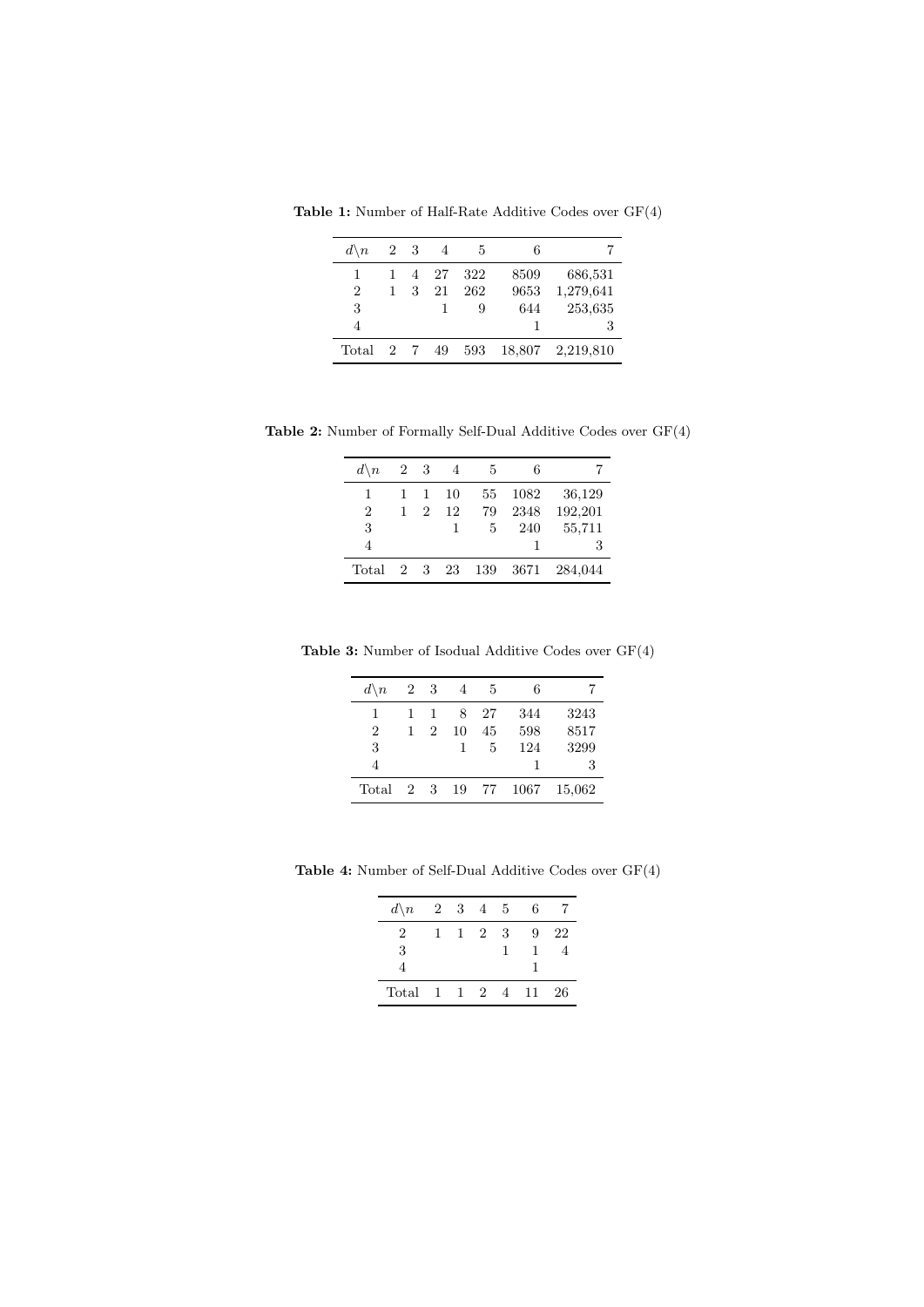**Table 1:** Number of Half-Rate Additive Codes over GF(4)

| $d\backslash n$ | 2 | 3 | 4 | 5 | 6 | 7 |
|---|---|---|---|---|---|---|
| 1 | 1 | 4 | 27 | 322 | 8509 | 686,531 |
| 2 | 1 | 3 | 21 | 262 | 9653 | 1,279,641 |
| 3 | | | 1 | 9 | 644 | 253,635 |
| 4 | | | | | 1 | 3 |
| Total | 2 | 7 | 49 | 593 | 18,807 | 2,219,810 |

**Table 2:** Number of Formally Self-Dual Additive Codes over GF(4)

| $d\backslash n$ | 2 | 3 | 4 | 5 | 6 | 7 |
|---|---|---|---|---|---|---|
| 1 | 1 | 1 | 10 | 55 | 1082 | 36,129 |
| 2 | 1 | 2 | 12 | 79 | 2348 | 192,201 |
| 3 | | | 1 | 5 | 240 | 55,711 |
| 4 | | | | | 1 | 3 |
| Total | 2 | 3 | 23 | 139 | 3671 | 284,044 |

**Table 3:** Number of Isodual Additive Codes over GF(4)

| $d\backslash n$ | 2 | 3 | 4 | 5 | 6 | 7 |
|---|---|---|---|---|---|---|
| 1 | 1 | 1 | 8 | 27 | 344 | 3243 |
| 2 | 1 | 2 | 10 | 45 | 598 | 8517 |
| 3 | | | 1 | 5 | 124 | 3299 |
| 4 | | | | | 1 | 3 |
| Total | 2 | 3 | 19 | 77 | 1067 | 15,062 |

**Table 4:** Number of Self-Dual Additive Codes over GF(4)

| $d\backslash n$ | 2 | 3 | 4 | 5 | 6 | 7 |
|---|---|---|---|---|---|---|
| 2 | 1 | 1 | 2 | 3 | 9 | 22 |
| 3 | | | | 1 | 1 | 4 |
| 4 | | | | | 1 | |
| Total | 1 | 1 | 2 | 4 | 11 | 26 |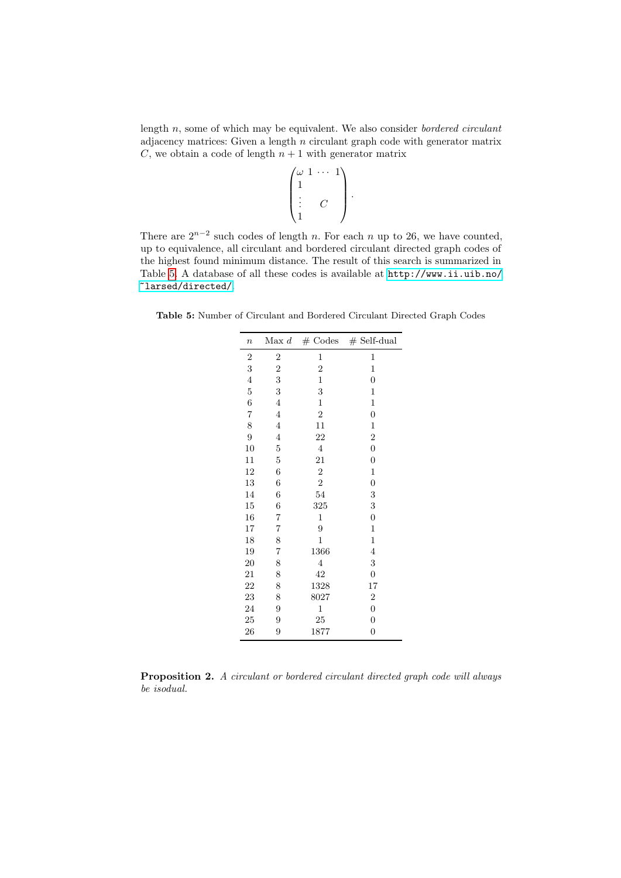length $n$, some of which may be equivalent. We also consider *bordered circulant* adjacency matrices: Given a length $n$ circulant graph code with generator matrix $C$, we obtain a code of length $n+1$ with generator matrix

$$\begin{pmatrix} \omega & 1 & \cdots & 1 \\ 1 & & & \\ \vdots & & C & \\ 1 & & & \end{pmatrix}.$$

There are $2^{n-2}$ such codes of length $n$. For each $n$ up to 26, we have counted, up to equivalence, all circulant and bordered circulant directed graph codes of the highest found minimum distance. The result of this search is summarized in Table 5. A database of all these codes is available at http://www.ii.uib.no/~larsed/directed/.

**Table 5:** Number of Circulant and Bordered Circulant Directed Graph Codes

| $n$ | Max $d$ | # Codes | # Self-dual |
|---|---|---|---|
| 2 | 2 | 1 | 1 |
| 3 | 2 | 2 | 1 |
| 4 | 3 | 1 | 0 |
| 5 | 3 | 3 | 1 |
| 6 | 4 | 1 | 1 |
| 7 | 4 | 2 | 0 |
| 8 | 4 | 11 | 1 |
| 9 | 4 | 22 | 2 |
| 10 | 5 | 4 | 0 |
| 11 | 5 | 21 | 0 |
| 12 | 6 | 2 | 1 |
| 13 | 6 | 2 | 0 |
| 14 | 6 | 54 | 3 |
| 15 | 6 | 325 | 3 |
| 16 | 7 | 1 | 0 |
| 17 | 7 | 9 | 1 |
| 18 | 8 | 1 | 1 |
| 19 | 7 | 1366 | 4 |
| 20 | 8 | 4 | 3 |
| 21 | 8 | 42 | 0 |
| 22 | 8 | 1328 | 17 |
| 23 | 8 | 8027 | 2 |
| 24 | 9 | 1 | 0 |
| 25 | 9 | 25 | 0 |
| 26 | 9 | 1877 | 0 |

**Proposition 2.** *A circulant or bordered circulant directed graph code will always be isodual.*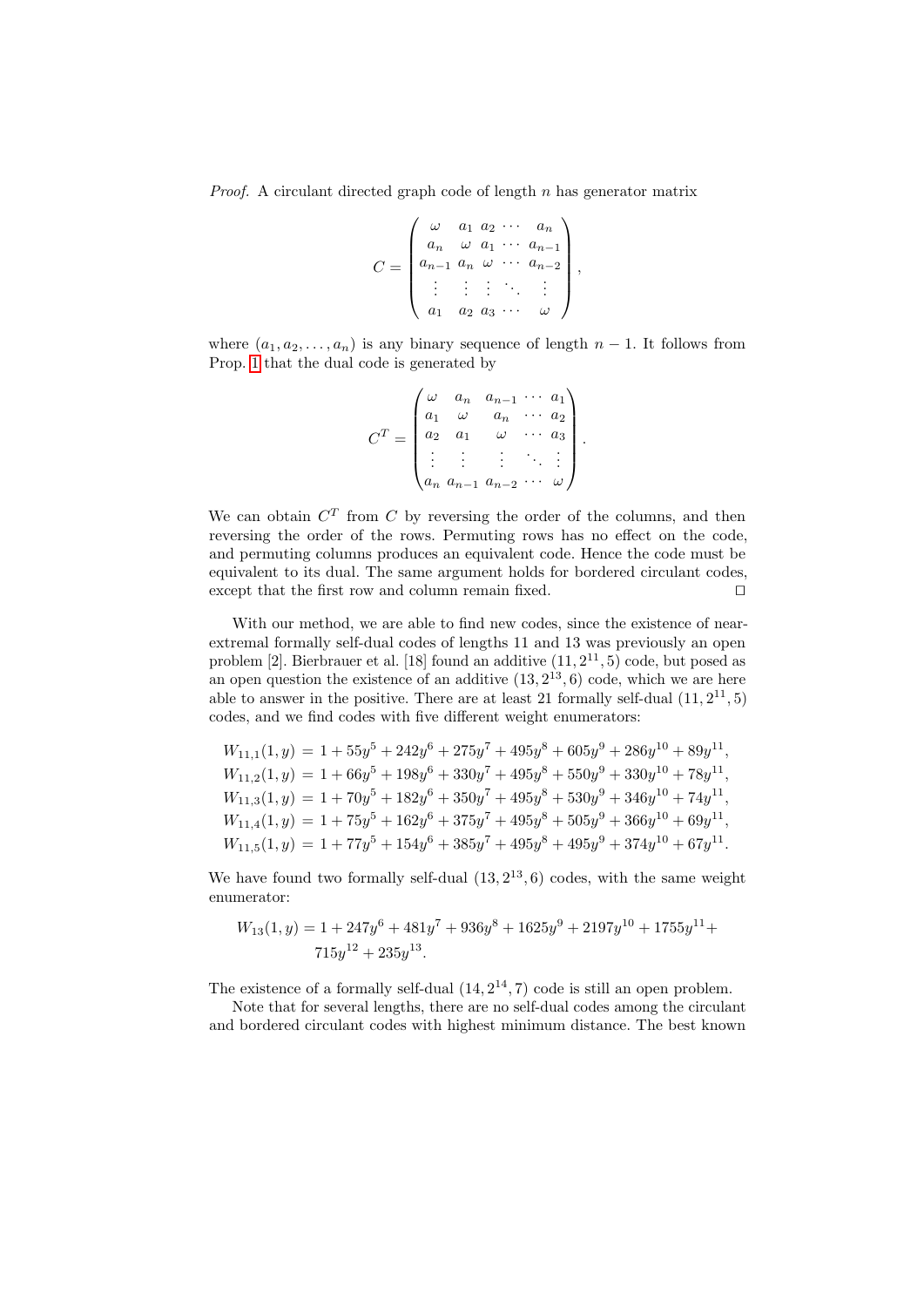*Proof.* A circulant directed graph code of length $n$ has generator matrix

$$C = \begin{pmatrix} \omega & a_1 & a_2 & \cdots & a_n \\ a_n & \omega & a_1 & \cdots & a_{n-1} \\ a_{n-1} & a_n & \omega & \cdots & a_{n-2} \\ \vdots & \vdots & \vdots & \ddots & \vdots \\ a_1 & a_2 & a_3 & \cdots & \omega \end{pmatrix},$$

where $(a_1, a_2, \ldots, a_n)$ is any binary sequence of length $n-1$. It follows from Prop. 1 that the dual code is generated by

$$C^T = \begin{pmatrix} \omega & a_n & a_{n-1} & \cdots & a_1 \\ a_1 & \omega & a_n & \cdots & a_2 \\ a_2 & a_1 & \omega & \cdots & a_3 \\ \vdots & \vdots & \vdots & \ddots & \vdots \\ a_n & a_{n-1} & a_{n-2} & \cdots & \omega \end{pmatrix}.$$

We can obtain $C^T$ from $C$ by reversing the order of the columns, and then reversing the order of the rows. Permuting rows has no effect on the code, and permuting columns produces an equivalent code. Hence the code must be equivalent to its dual. The same argument holds for bordered circulant codes, except that the first row and column remain fixed. ◻

With our method, we are able to find new codes, since the existence of near-extremal formally self-dual codes of lengths 11 and 13 was previously an open problem [2]. Bierbrauer et al. [18] found an additive $(11, 2^{11}, 5)$ code, but posed as an open question the existence of an additive $(13, 2^{13}, 6)$ code, which we are here able to answer in the positive. There are at least 21 formally self-dual $(11, 2^{11}, 5)$ codes, and we find codes with five different weight enumerators:

$$\begin{aligned}
W_{11,1}(1, y) &= 1 + 55y^5 + 242y^6 + 275y^7 + 495y^8 + 605y^9 + 286y^{10} + 89y^{11}, \\
W_{11,2}(1, y) &= 1 + 66y^5 + 198y^6 + 330y^7 + 495y^8 + 550y^9 + 330y^{10} + 78y^{11}, \\
W_{11,3}(1, y) &= 1 + 70y^5 + 182y^6 + 350y^7 + 495y^8 + 530y^9 + 346y^{10} + 74y^{11}, \\
W_{11,4}(1, y) &= 1 + 75y^5 + 162y^6 + 375y^7 + 495y^8 + 505y^9 + 366y^{10} + 69y^{11}, \\
W_{11,5}(1, y) &= 1 + 77y^5 + 154y^6 + 385y^7 + 495y^8 + 495y^9 + 374y^{10} + 67y^{11}.
\end{aligned}$$

We have found two formally self-dual $(13, 2^{13}, 6)$ codes, with the same weight enumerator:

$$\begin{aligned}
W_{13}(1, y) = 1 &+ 247y^6 + 481y^7 + 936y^8 + 1625y^9 + 2197y^{10} + 1755y^{11} + \\
&715y^{12} + 235y^{13}.
\end{aligned}$$

The existence of a formally self-dual $(14, 2^{14}, 7)$ code is still an open problem.

Note that for several lengths, there are no self-dual codes among the circulant and bordered circulant codes with highest minimum distance. The best known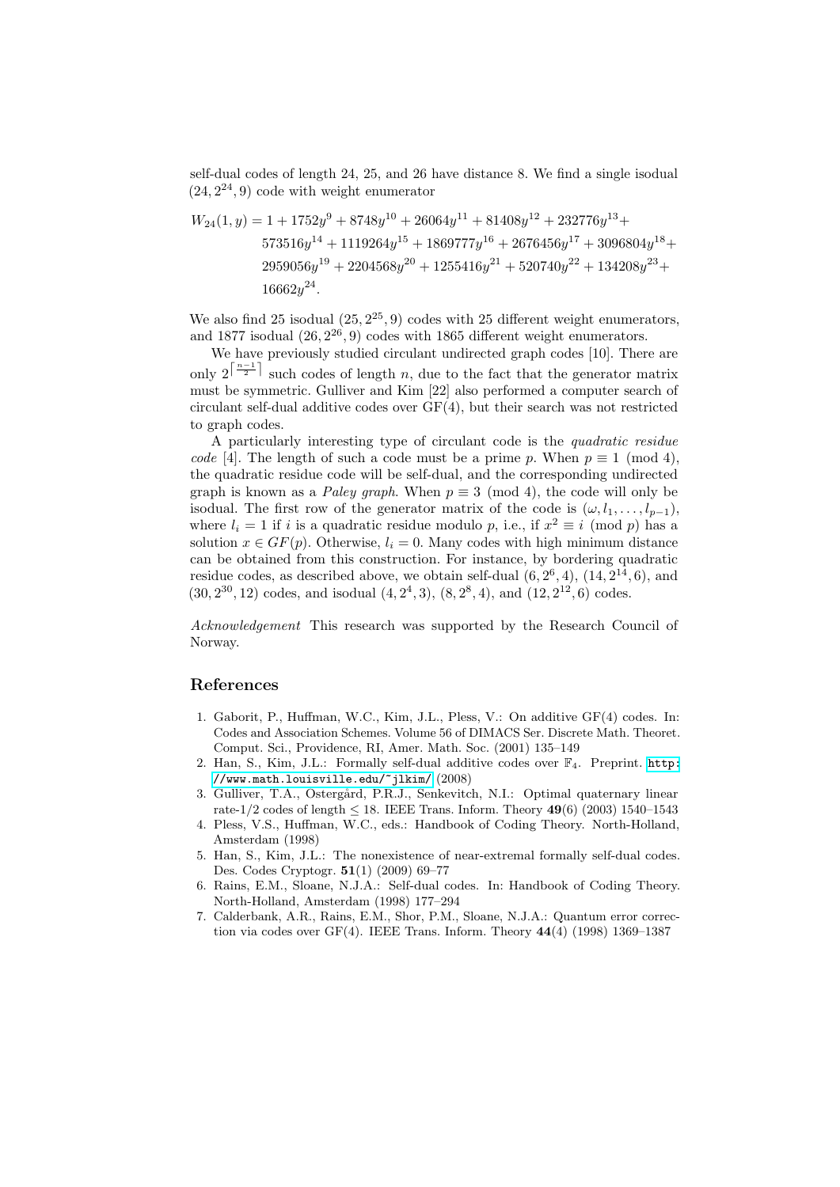self-dual codes of length 24, 25, and 26 have distance 8. We find a single isodual $(24, 2^{24}, 9)$ code with weight enumerator

$$
\begin{aligned}
W_{24}(1,y) = 1 &+ 1752y^9 + 8748y^{10} + 26064y^{11} + 81408y^{12} + 232776y^{13} + \\
&573516y^{14} + 1119264y^{15} + 1869777y^{16} + 2676456y^{17} + 3096804y^{18} + \\
&2959056y^{19} + 2204568y^{20} + 1255416y^{21} + 520740y^{22} + 134208y^{23} + \\
&16662y^{24}.
\end{aligned}
$$

We also find 25 isodual $(25, 2^{25}, 9)$ codes with 25 different weight enumerators, and 1877 isodual $(26, 2^{26}, 9)$ codes with 1865 different weight enumerators.

We have previously studied circulant undirected graph codes [10]. There are only $2^{\lceil \frac{n-1}{2} \rceil}$ such codes of length $n$, due to the fact that the generator matrix must be symmetric. Gulliver and Kim [22] also performed a computer search of circulant self-dual additive codes over GF(4), but their search was not restricted to graph codes.

A particularly interesting type of circulant code is the *quadratic residue code* [4]. The length of such a code must be a prime $p$. When $p \equiv 1 \pmod 4$, the quadratic residue code will be self-dual, and the corresponding undirected graph is known as a *Paley graph*. When $p \equiv 3 \pmod 4$, the code will only be isodual. The first row of the generator matrix of the code is $(\omega, l_1, \ldots, l_{p-1})$, where $l_i = 1$ if $i$ is a quadratic residue modulo $p$, i.e., if $x^2 \equiv i \pmod p$ has a solution $x \in GF(p)$. Otherwise, $l_i = 0$. Many codes with high minimum distance can be obtained from this construction. For instance, by bordering quadratic residue codes, as described above, we obtain self-dual $(6, 2^6, 4)$, $(14, 2^{14}, 6)$, and $(30, 2^{30}, 12)$ codes, and isodual $(4, 2^4, 3)$, $(8, 2^8, 4)$, and $(12, 2^{12}, 6)$ codes.

*Acknowledgement* This research was supported by the Research Council of Norway.

## References

1. Gaborit, P., Huffman, W.C., Kim, J.L., Pless, V.: On additive GF(4) codes. In: Codes and Association Schemes. Volume 56 of DIMACS Ser. Discrete Math. Theoret. Comput. Sci., Providence, RI, Amer. Math. Soc. (2001) 135–149
2. Han, S., Kim, J.L.: Formally self-dual additive codes over $\mathbb{F}_4$. Preprint. http://www.math.louisville.edu/~jlkim/ (2008)
3. Gulliver, T.A., Östergård, P.R.J., Senkevitch, N.I.: Optimal quaternary linear rate-1/2 codes of length ≤ 18. IEEE Trans. Inform. Theory **49**(6) (2003) 1540–1543
4. Pless, V.S., Huffman, W.C., eds.: Handbook of Coding Theory. North-Holland, Amsterdam (1998)
5. Han, S., Kim, J.L.: The nonexistence of near-extremal formally self-dual codes. Des. Codes Cryptogr. **51**(1) (2009) 69–77
6. Rains, E.M., Sloane, N.J.A.: Self-dual codes. In: Handbook of Coding Theory. North-Holland, Amsterdam (1998) 177–294
7. Calderbank, A.R., Rains, E.M., Shor, P.M., Sloane, N.J.A.: Quantum error correction via codes over GF(4). IEEE Trans. Inform. Theory **44**(4) (1998) 1369–1387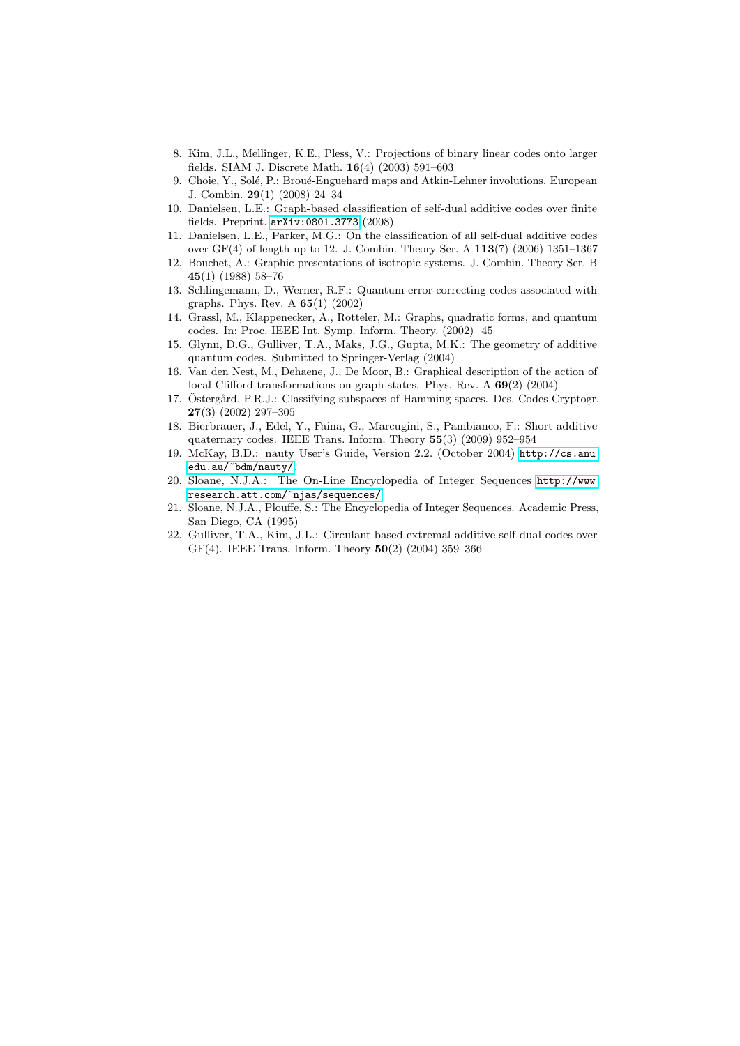8. Kim, J.L., Mellinger, K.E., Pless, V.: Projections of binary linear codes onto larger fields. SIAM J. Discrete Math. **16**(4) (2003) 591–603
9. Choie, Y., Solé, P.: Broué-Enguehard maps and Atkin-Lehner involutions. European J. Combin. **29**(1) (2008) 24–34
10. Danielsen, L.E.: Graph-based classification of self-dual additive codes over finite fields. Preprint. arXiv:0801.3773 (2008)
11. Danielsen, L.E., Parker, M.G.: On the classification of all self-dual additive codes over GF(4) of length up to 12. J. Combin. Theory Ser. A **113**(7) (2006) 1351–1367
12. Bouchet, A.: Graphic presentations of isotropic systems. J. Combin. Theory Ser. B **45**(1) (1988) 58–76
13. Schlingemann, D., Werner, R.F.: Quantum error-correcting codes associated with graphs. Phys. Rev. A **65**(1) (2002)
14. Grassl, M., Klappenecker, A., Rötteler, M.: Graphs, quadratic forms, and quantum codes. In: Proc. IEEE Int. Symp. Inform. Theory. (2002) 45
15. Glynn, D.G., Gulliver, T.A., Maks, J.G., Gupta, M.K.: The geometry of additive quantum codes. Submitted to Springer-Verlag (2004)
16. Van den Nest, M., Dehaene, J., De Moor, B.: Graphical description of the action of local Clifford transformations on graph states. Phys. Rev. A **69**(2) (2004)
17. Östergård, P.R.J.: Classifying subspaces of Hamming spaces. Des. Codes Cryptogr. **27**(3) (2002) 297–305
18. Bierbrauer, J., Edel, Y., Faina, G., Marcugini, S., Pambianco, F.: Short additive quaternary codes. IEEE Trans. Inform. Theory **55**(3) (2009) 952–954
19. McKay, B.D.: nauty User's Guide, Version 2.2. (October 2004) http://cs.anu.edu.au/~bdm/nauty/
20. Sloane, N.J.A.: The On-Line Encyclopedia of Integer Sequences http://www.research.att.com/~njas/sequences/
21. Sloane, N.J.A., Plouffe, S.: The Encyclopedia of Integer Sequences. Academic Press, San Diego, CA (1995)
22. Gulliver, T.A., Kim, J.L.: Circulant based extremal additive self-dual codes over GF(4). IEEE Trans. Inform. Theory **50**(2) (2004) 359–366